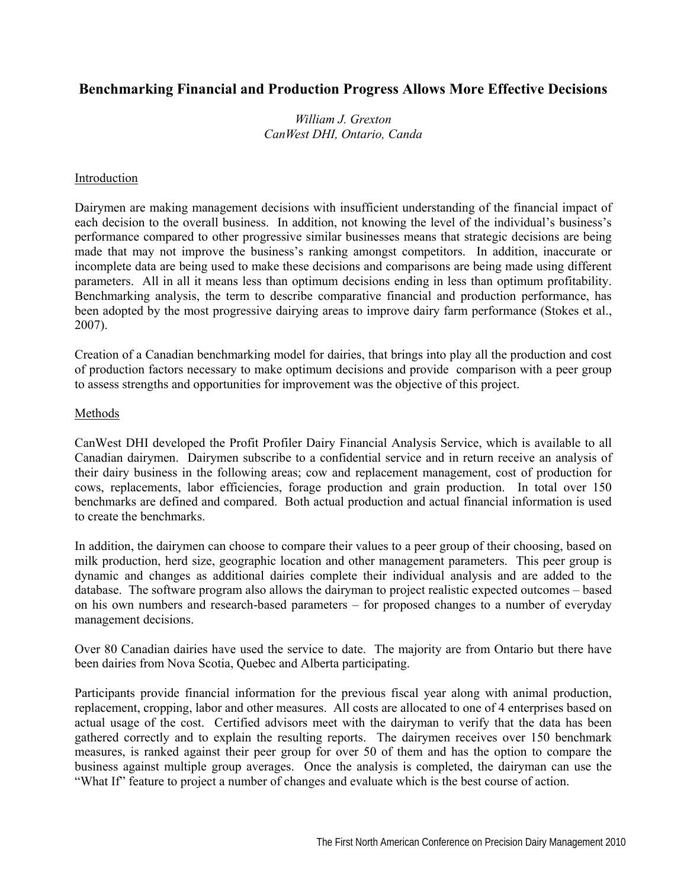# Benchmarking Financial and Production Progress Allows More Effective Decisions

*William J. Grexton*
*CanWest DHI, Ontario, Canda*

## Introduction

Dairymen are making management decisions with insufficient understanding of the financial impact of each decision to the overall business. In addition, not knowing the level of the individual's business's performance compared to other progressive similar businesses means that strategic decisions are being made that may not improve the business's ranking amongst competitors. In addition, inaccurate or incomplete data are being used to make these decisions and comparisons are being made using different parameters. All in all it means less than optimum decisions ending in less than optimum profitability. Benchmarking analysis, the term to describe comparative financial and production performance, has been adopted by the most progressive dairying areas to improve dairy farm performance (Stokes et al., 2007).

Creation of a Canadian benchmarking model for dairies, that brings into play all the production and cost of production factors necessary to make optimum decisions and provide comparison with a peer group to assess strengths and opportunities for improvement was the objective of this project.

## Methods

CanWest DHI developed the Profit Profiler Dairy Financial Analysis Service, which is available to all Canadian dairymen. Dairymen subscribe to a confidential service and in return receive an analysis of their dairy business in the following areas; cow and replacement management, cost of production for cows, replacements, labor efficiencies, forage production and grain production. In total over 150 benchmarks are defined and compared. Both actual production and actual financial information is used to create the benchmarks.

In addition, the dairymen can choose to compare their values to a peer group of their choosing, based on milk production, herd size, geographic location and other management parameters. This peer group is dynamic and changes as additional dairies complete their individual analysis and are added to the database. The software program also allows the dairyman to project realistic expected outcomes – based on his own numbers and research-based parameters – for proposed changes to a number of everyday management decisions.

Over 80 Canadian dairies have used the service to date. The majority are from Ontario but there have been dairies from Nova Scotia, Quebec and Alberta participating.

Participants provide financial information for the previous fiscal year along with animal production, replacement, cropping, labor and other measures. All costs are allocated to one of 4 enterprises based on actual usage of the cost. Certified advisors meet with the dairyman to verify that the data has been gathered correctly and to explain the resulting reports. The dairymen receives over 150 benchmark measures, is ranked against their peer group for over 50 of them and has the option to compare the business against multiple group averages. Once the analysis is completed, the dairyman can use the "What If" feature to project a number of changes and evaluate which is the best course of action.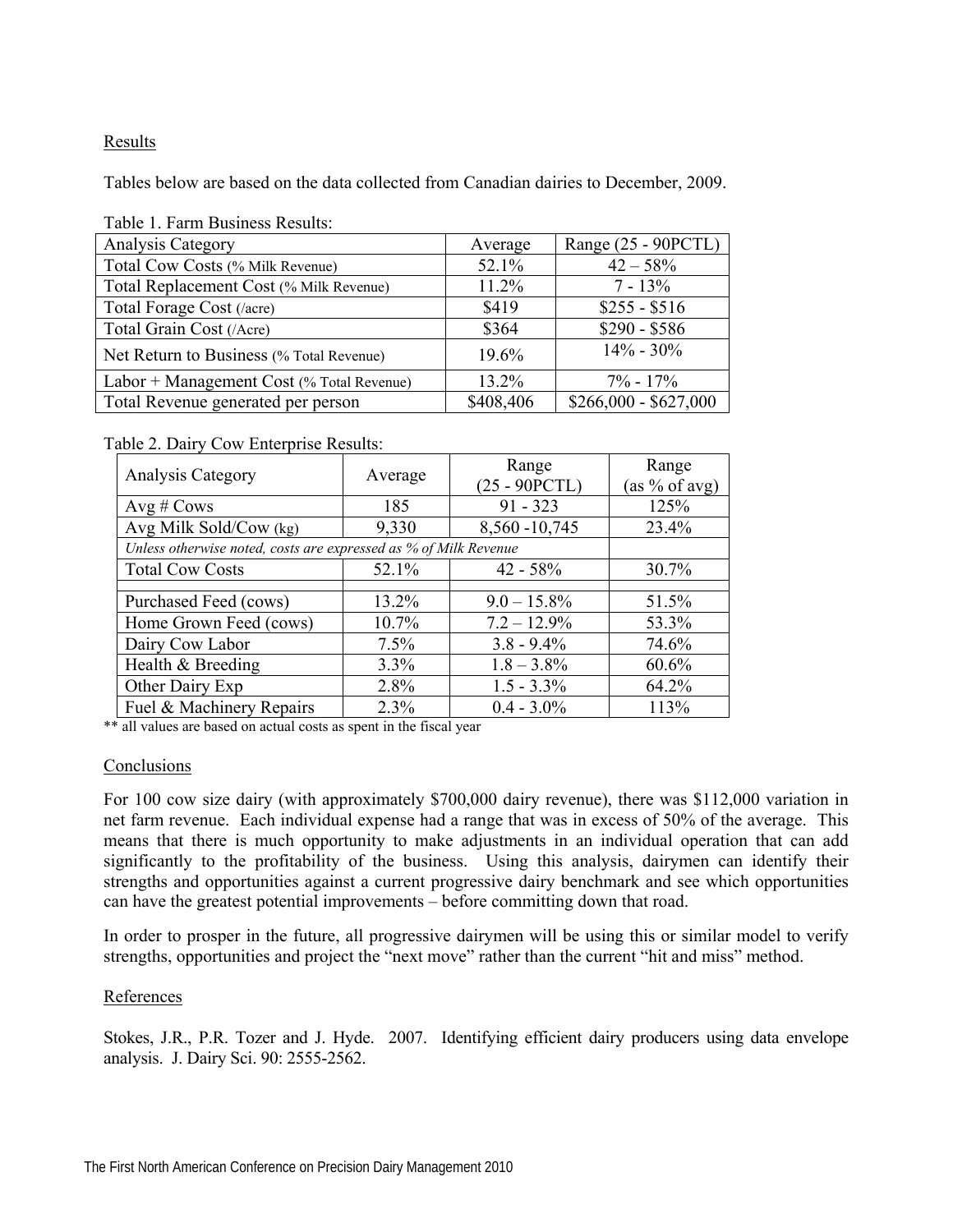## Results

Tables below are based on the data collected from Canadian dairies to December, 2009.

Table 1. Farm Business Results:

| Analysis Category | Average | Range (25 - 90PCTL) |
|---|---|---|
| Total Cow Costs (% Milk Revenue) | 52.1% | 42 – 58% |
| Total Replacement Cost (% Milk Revenue) | 11.2% | 7 - 13% |
| Total Forage Cost (/acre) | $419 | $255 - $516 |
| Total Grain Cost (/Acre) | $364 | $290 - $586 |
| Net Return to Business (% Total Revenue) | 19.6% | 14% - 30% |
| Labor + Management Cost (% Total Revenue) | 13.2% | 7% - 17% |
| Total Revenue generated per person | $408,406 | $266,000 - $627,000 |

Table 2. Dairy Cow Enterprise Results:

| Analysis Category | Average | Range (25 - 90PCTL) | Range (as % of avg) |
|---|---|---|---|
| Avg # Cows | 185 | 91 - 323 | 125% |
| Avg Milk Sold/Cow (kg) | 9,330 | 8,560 -10,745 | 23.4% |
| *Unless otherwise noted, costs are expressed as % of Milk Revenue* | | | |
| Total Cow Costs | 52.1% | 42 - 58% | 30.7% |
| | | | |
| Purchased Feed (cows) | 13.2% | 9.0 – 15.8% | 51.5% |
| Home Grown Feed (cows) | 10.7% | 7.2 – 12.9% | 53.3% |
| Dairy Cow Labor | 7.5% | 3.8 - 9.4% | 74.6% |
| Health & Breeding | 3.3% | 1.8 – 3.8% | 60.6% |
| Other Dairy Exp | 2.8% | 1.5 - 3.3% | 64.2% |
| Fuel & Machinery Repairs | 2.3% | 0.4 - 3.0% | 113% |

** all values are based on actual costs as spent in the fiscal year

## Conclusions

For 100 cow size dairy (with approximately $700,000 dairy revenue), there was $112,000 variation in net farm revenue. Each individual expense had a range that was in excess of 50% of the average. This means that there is much opportunity to make adjustments in an individual operation that can add significantly to the profitability of the business. Using this analysis, dairymen can identify their strengths and opportunities against a current progressive dairy benchmark and see which opportunities can have the greatest potential improvements – before committing down that road.

In order to prosper in the future, all progressive dairymen will be using this or similar model to verify strengths, opportunities and project the "next move" rather than the current "hit and miss" method.

## References

Stokes, J.R., P.R. Tozer and J. Hyde. 2007. Identifying efficient dairy producers using data envelope analysis. J. Dairy Sci. 90: 2555-2562.